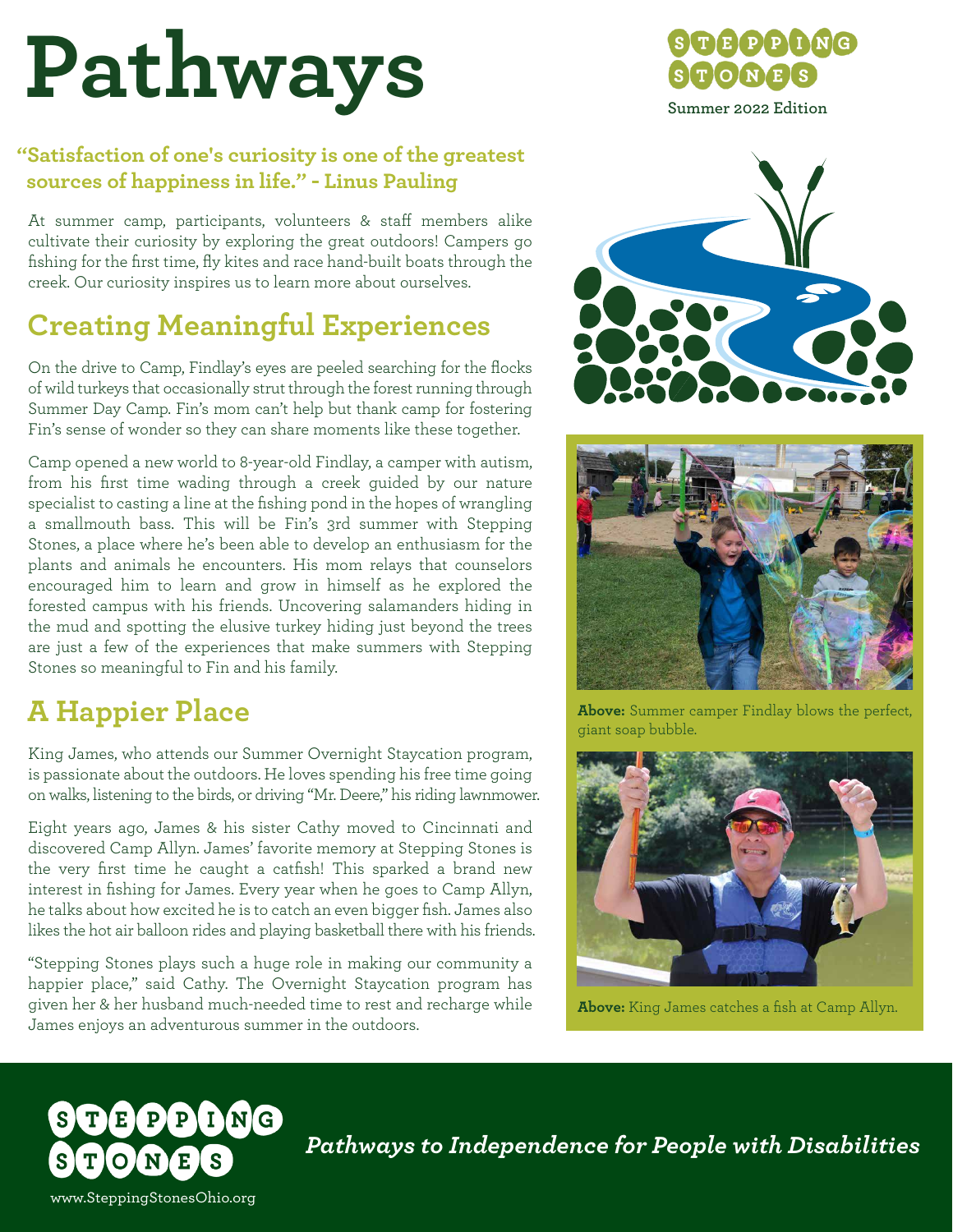# Pathways

STEPPING STONES

Summer 2022 Edition

**"Satisfaction of one's curiosity is one of the greatest sources of happiness in life." - Linus Pauling**

At summer camp, participants, volunteers & staff members alike cultivate their curiosity by exploring the great outdoors! Campers go fishing for the first time, fly kites and race hand-built boats through the creek. Our curiosity inspires us to learn more about ourselves.

## Creating Meaningful Experiences

On the drive to Camp, Findlay's eyes are peeled searching for the flocks of wild turkeys that occasionally strut through the forest running through Summer Day Camp. Fin's mom can't help but thank camp for fostering Fin's sense of wonder so they can share moments like these together.

Camp opened a new world to 8-year-old Findlay, a camper with autism, from his first time wading through a creek guided by our nature specialist to casting a line at the fishing pond in the hopes of wrangling a smallmouth bass. This will be Fin's 3rd summer with Stepping Stones, a place where he's been able to develop an enthusiasm for the plants and animals he encounters. His mom relays that counselors encouraged him to learn and grow in himself as he explored the forested campus with his friends. Uncovering salamanders hiding in the mud and spotting the elusive turkey hiding just beyond the trees are just a few of the experiences that make summers with Stepping Stones so meaningful to Fin and his family.

## A Happier Place

King James, who attends our Summer Overnight Staycation program, is passionate about the outdoors. He loves spending his free time going on walks, listening to the birds, or driving "Mr. Deere," his riding lawnmower.

Eight years ago, James & his sister Cathy moved to Cincinnati and discovered Camp Allyn. James' favorite memory at Stepping Stones is the very first time he caught a catfish! This sparked a brand new interest in fishing for James. Every year when he goes to Camp Allyn, he talks about how excited he is to catch an even bigger fish. James also likes the hot air balloon rides and playing basketball there with his friends.

"Stepping Stones plays such a huge role in making our community a happier place," said Cathy. The Overnight Staycation program has given her & her husband much-needed time to rest and recharge while James enjoys an adventurous summer in the outdoors.

**Above:** Summer camper Findlay blows the perfect, giant soap bubble.

**Above:** King James catches a fish at Camp Allyn.

STEPPING STONES

www.SteppingStonesOhio.org

***Pathways to Independence for People with Disabilities***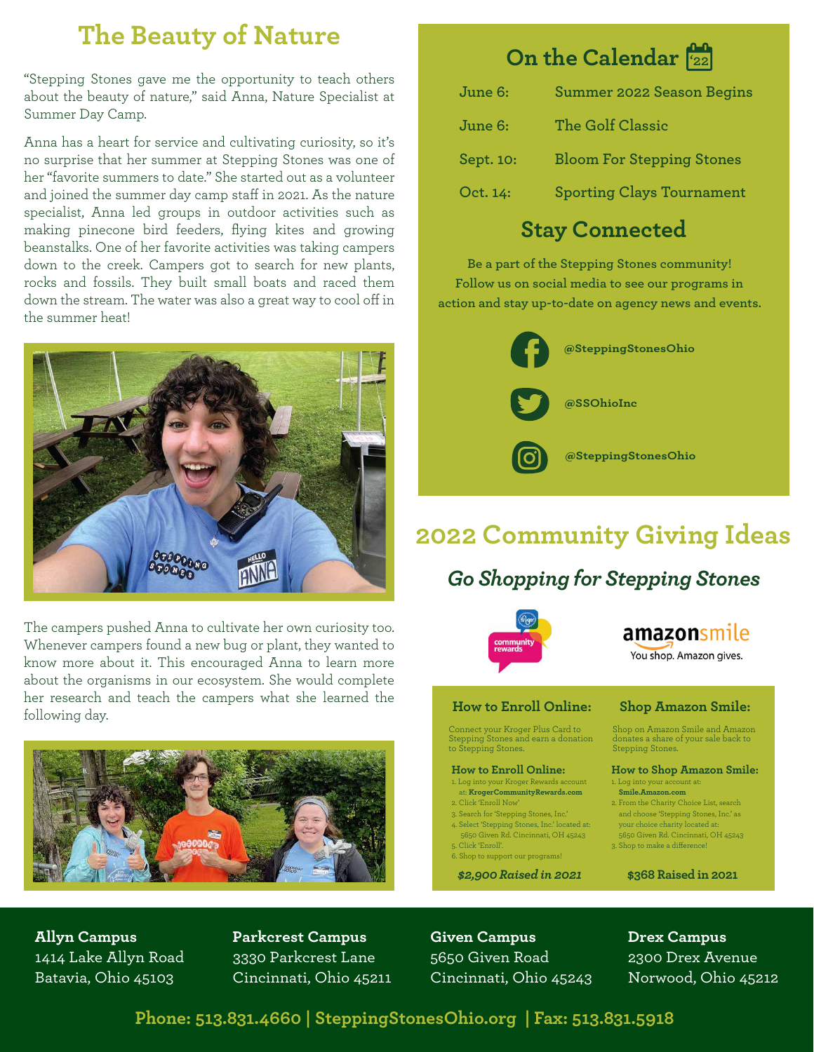# The Beauty of Nature

"Stepping Stones gave me the opportunity to teach others about the beauty of nature," said Anna, Nature Specialist at Summer Day Camp.

Anna has a heart for service and cultivating curiosity, so it's no surprise that her summer at Stepping Stones was one of her "favorite summers to date." She started out as a volunteer and joined the summer day camp staff in 2021. As the nature specialist, Anna led groups in outdoor activities such as making pinecone bird feeders, flying kites and growing beanstalks. One of her favorite activities was taking campers down to the creek. Campers got to search for new plants, rocks and fossils. They built small boats and raced them down the stream. The water was also a great way to cool off in the summer heat!

The campers pushed Anna to cultivate her own curiosity too. Whenever campers found a new bug or plant, they wanted to know more about it. This encouraged Anna to learn more about the organisms in our ecosystem. She would complete her research and teach the campers what she learned the following day.

## On the Calendar '22

| | |
|---|---|
| June 6: | Summer 2022 Season Begins |
| June 6: | The Golf Classic |
| Sept. 10: | Bloom For Stepping Stones |
| Oct. 14: | Sporting Clays Tournament |

## Stay Connected

Be a part of the Stepping Stones community! Follow us on social media to see our programs in action and stay up-to-date on agency news and events.

@SteppingStonesOhio

@SSOhioInc

@SteppingStonesOhio

# 2022 Community Giving Ideas

## *Go Shopping for Stepping Stones*

Kroger community rewards

amazonsmile
You shop. Amazon gives.

### How to Enroll Online:

Connect your Kroger Plus Card to Stepping Stones and earn a donation to Stepping Stones.

**How to Enroll Online:**

1. Log into your Kroger Rewards account at: **KrogerCommunityRewards.com**
2. Click 'Enroll Now'
3. Search for 'Stepping Stones, Inc.'
4. Select 'Stepping Stones, Inc.' located at: 5650 Given Rd. Cincinnati, OH 45243
5. Click 'Enroll'.
6. Shop to support our programs!

***$2,900 Raised in 2021***

### Shop Amazon Smile:

Shop on Amazon Smile and Amazon donates a share of your sale back to Stepping Stones.

**How to Shop Amazon Smile:**

1. Log into your account at: **Smile.Amazon.com**
2. From the Charity Choice List, search and choose 'Stepping Stones, Inc.' as your choice charity located at: 5650 Given Rd. Cincinnati, OH 45243
3. Shop to make a difference!

**$368 Raised in 2021**

**Allyn Campus**
1414 Lake Allyn Road
Batavia, Ohio 45103

**Parkcrest Campus**
3330 Parkcrest Lane
Cincinnati, Ohio 45211

**Given Campus**
5650 Given Road
Cincinnati, Ohio 45243

**Drex Campus**
2300 Drex Avenue
Norwood, Ohio 45212

**Phone: 513.831.4660 | SteppingStonesOhio.org | Fax: 513.831.5918**